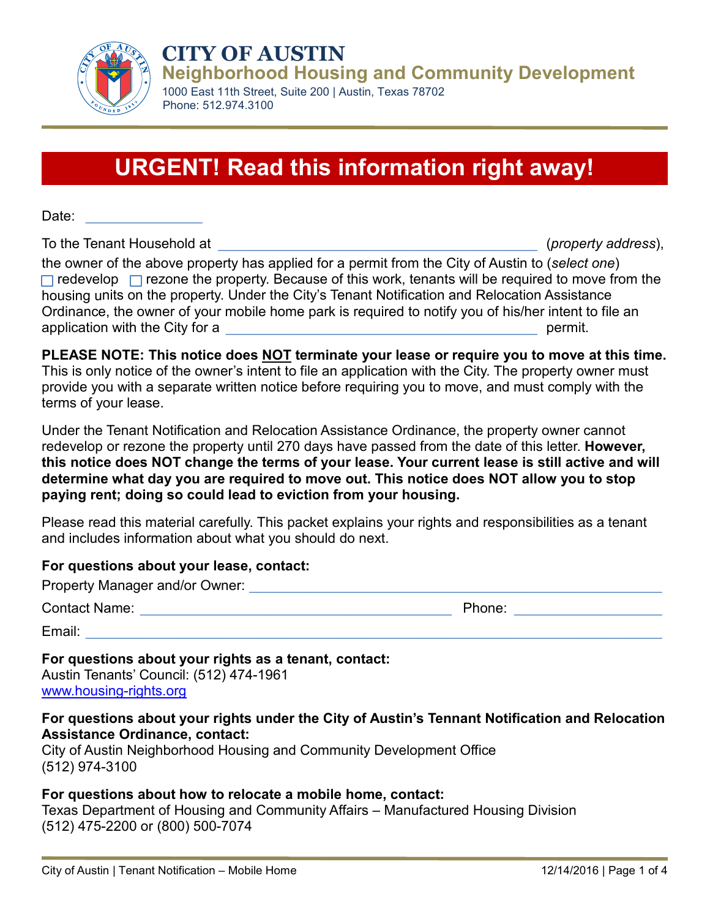# CITY OF AUSTIN

## Neighborhood Housing and Community Development

1000 East 11th Street, Suite 200 | Austin, Texas 78702
Phone: 512.974.3100

# URGENT! Read this information right away!

Date: ________________

To the Tenant Household at ____________________________________________ (*property address*), the owner of the above property has applied for a permit from the City of Austin to (*select one*) ☐ redevelop ☐ rezone the property. Because of this work, tenants will be required to move from the housing units on the property. Under the City's Tenant Notification and Relocation Assistance Ordinance, the owner of your mobile home park is required to notify you of his/her intent to file an application with the City for a ____________________________________________ permit.

**PLEASE NOTE: This notice does NOT terminate your lease or require you to move at this time.** This is only notice of the owner's intent to file an application with the City. The property owner must provide you with a separate written notice before requiring you to move, and must comply with the terms of your lease.

Under the Tenant Notification and Relocation Assistance Ordinance, the property owner cannot redevelop or rezone the property until 270 days have passed from the date of this letter. **However, this notice does NOT change the terms of your lease. Your current lease is still active and will determine what day you are required to move out. This notice does NOT allow you to stop paying rent; doing so could lead to eviction from your housing.**

Please read this material carefully. This packet explains your rights and responsibilities as a tenant and includes information about what you should do next.

**For questions about your lease, contact:**

Property Manager and/or Owner: ____________________________________________

Contact Name: ____________________________________________ Phone: ____________________

Email: ____________________________________________________________________________

**For questions about your rights as a tenant, contact:**
Austin Tenants' Council: (512) 474-1961
www.housing-rights.org

**For questions about your rights under the City of Austin's Tennant Notification and Relocation Assistance Ordinance, contact:**
City of Austin Neighborhood Housing and Community Development Office
(512) 974-3100

**For questions about how to relocate a mobile home, contact:**
Texas Department of Housing and Community Affairs – Manufactured Housing Division
(512) 475-2200 or (800) 500-7074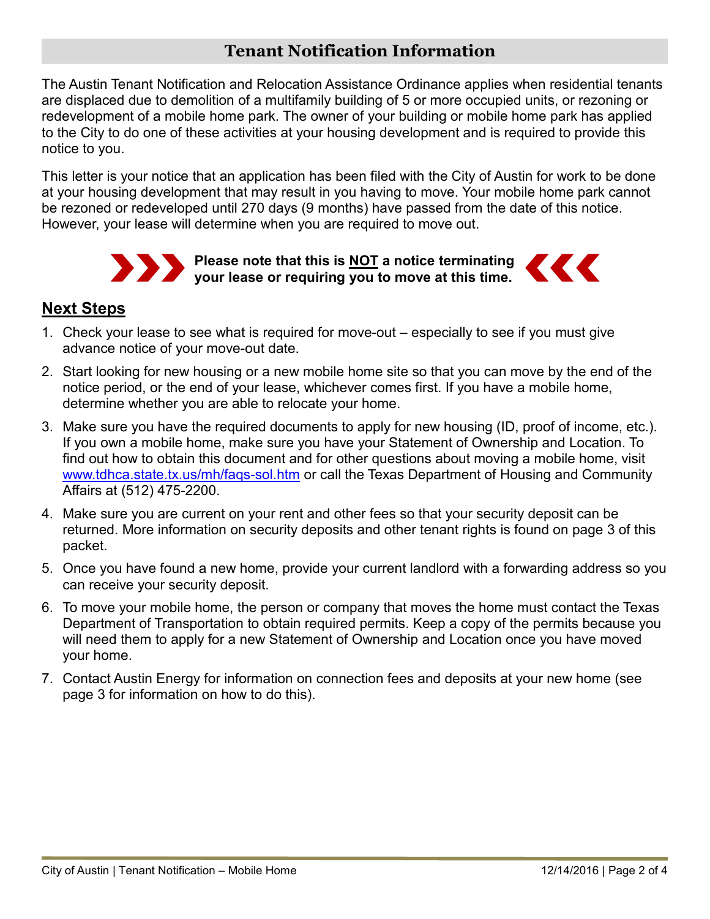## Tenant Notification Information

The Austin Tenant Notification and Relocation Assistance Ordinance applies when residential tenants are displaced due to demolition of a multifamily building of 5 or more occupied units, or rezoning or redevelopment of a mobile home park. The owner of your building or mobile home park has applied to the City to do one of these activities at your housing development and is required to provide this notice to you.

This letter is your notice that an application has been filed with the City of Austin for work to be done at your housing development that may result in you having to move. Your mobile home park cannot be rezoned or redeveloped until 270 days (9 months) have passed from the date of this notice. However, your lease will determine when you are required to move out.

**Please note that this is NOT a notice terminating your lease or requiring you to move at this time.**

## Next Steps

1. Check your lease to see what is required for move-out – especially to see if you must give advance notice of your move-out date.
2. Start looking for new housing or a new mobile home site so that you can move by the end of the notice period, or the end of your lease, whichever comes first. If you have a mobile home, determine whether you are able to relocate your home.
3. Make sure you have the required documents to apply for new housing (ID, proof of income, etc.). If you own a mobile home, make sure you have your Statement of Ownership and Location. To find out how to obtain this document and for other questions about moving a mobile home, visit www.tdhca.state.tx.us/mh/faqs-sol.htm or call the Texas Department of Housing and Community Affairs at (512) 475-2200.
4. Make sure you are current on your rent and other fees so that your security deposit can be returned. More information on security deposits and other tenant rights is found on page 3 of this packet.
5. Once you have found a new home, provide your current landlord with a forwarding address so you can receive your security deposit.
6. To move your mobile home, the person or company that moves the home must contact the Texas Department of Transportation to obtain required permits. Keep a copy of the permits because you will need them to apply for a new Statement of Ownership and Location once you have moved your home.
7. Contact Austin Energy for information on connection fees and deposits at your new home (see page 3 for information on how to do this).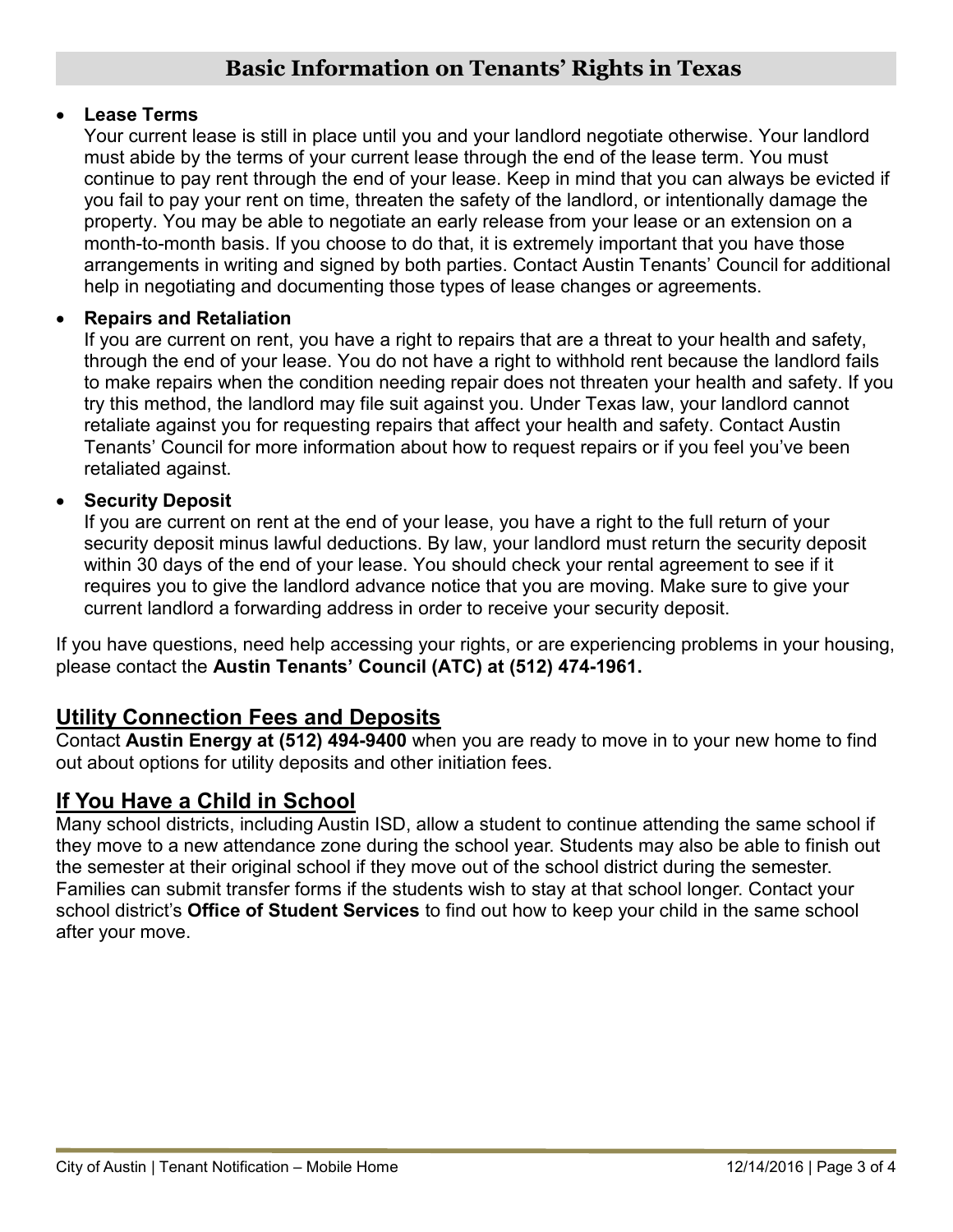## Basic Information on Tenants' Rights in Texas

- **Lease Terms**
  Your current lease is still in place until you and your landlord negotiate otherwise. Your landlord must abide by the terms of your current lease through the end of the lease term. You must continue to pay rent through the end of your lease. Keep in mind that you can always be evicted if you fail to pay your rent on time, threaten the safety of the landlord, or intentionally damage the property. You may be able to negotiate an early release from your lease or an extension on a month-to-month basis. If you choose to do that, it is extremely important that you have those arrangements in writing and signed by both parties. Contact Austin Tenants' Council for additional help in negotiating and documenting those types of lease changes or agreements.

- **Repairs and Retaliation**
  If you are current on rent, you have a right to repairs that are a threat to your health and safety, through the end of your lease. You do not have a right to withhold rent because the landlord fails to make repairs when the condition needing repair does not threaten your health and safety. If you try this method, the landlord may file suit against you. Under Texas law, your landlord cannot retaliate against you for requesting repairs that affect your health and safety. Contact Austin Tenants' Council for more information about how to request repairs or if you feel you've been retaliated against.

- **Security Deposit**
  If you are current on rent at the end of your lease, you have a right to the full return of your security deposit minus lawful deductions. By law, your landlord must return the security deposit within 30 days of the end of your lease. You should check your rental agreement to see if it requires you to give the landlord advance notice that you are moving. Make sure to give your current landlord a forwarding address in order to receive your security deposit.

If you have questions, need help accessing your rights, or are experiencing problems in your housing, please contact the **Austin Tenants' Council (ATC) at (512) 474-1961.**

## Utility Connection Fees and Deposits

Contact **Austin Energy at (512) 494-9400** when you are ready to move in to your new home to find out about options for utility deposits and other initiation fees.

## If You Have a Child in School

Many school districts, including Austin ISD, allow a student to continue attending the same school if they move to a new attendance zone during the school year. Students may also be able to finish out the semester at their original school if they move out of the school district during the semester. Families can submit transfer forms if the students wish to stay at that school longer. Contact your school district's **Office of Student Services** to find out how to keep your child in the same school after your move.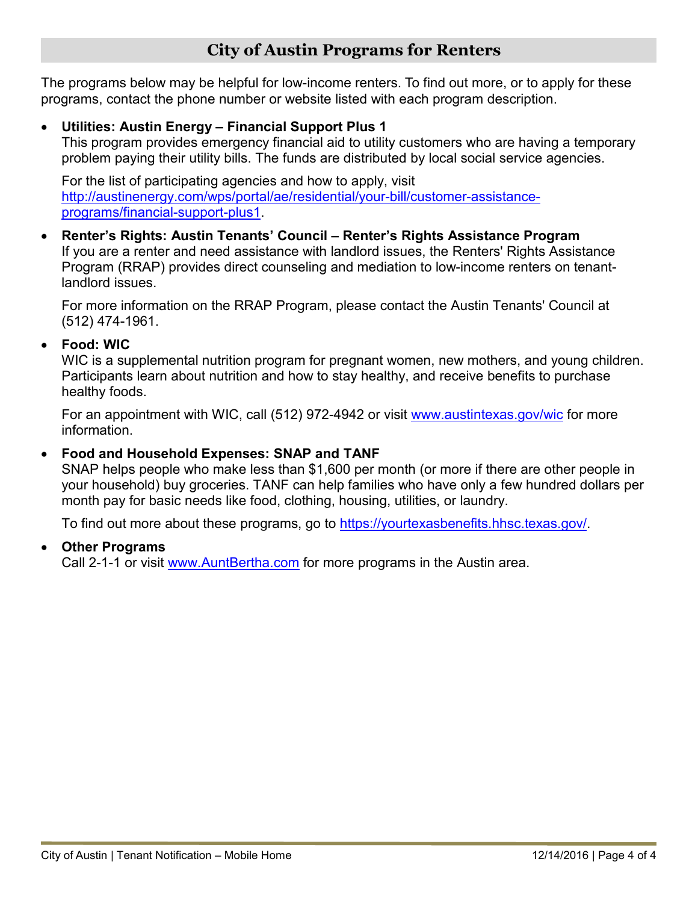## City of Austin Programs for Renters

The programs below may be helpful for low-income renters. To find out more, or to apply for these programs, contact the phone number or website listed with each program description.

- **Utilities: Austin Energy – Financial Support Plus 1**
  This program provides emergency financial aid to utility customers who are having a temporary problem paying their utility bills. The funds are distributed by local social service agencies.

  For the list of participating agencies and how to apply, visit http://austinenergy.com/wps/portal/ae/residential/your-bill/customer-assistance-programs/financial-support-plus1.

- **Renter's Rights: Austin Tenants' Council – Renter's Rights Assistance Program**
  If you are a renter and need assistance with landlord issues, the Renters' Rights Assistance Program (RRAP) provides direct counseling and mediation to low-income renters on tenant-landlord issues.

  For more information on the RRAP Program, please contact the Austin Tenants' Council at (512) 474-1961.

- **Food: WIC**
  WIC is a supplemental nutrition program for pregnant women, new mothers, and young children. Participants learn about nutrition and how to stay healthy, and receive benefits to purchase healthy foods.

  For an appointment with WIC, call (512) 972-4942 or visit www.austintexas.gov/wic for more information.

- **Food and Household Expenses: SNAP and TANF**
  SNAP helps people who make less than $1,600 per month (or more if there are other people in your household) buy groceries. TANF can help families who have only a few hundred dollars per month pay for basic needs like food, clothing, housing, utilities, or laundry.

  To find out more about these programs, go to https://yourtexasbenefits.hhsc.texas.gov/.

- **Other Programs**
  Call 2-1-1 or visit www.AuntBertha.com for more programs in the Austin area.